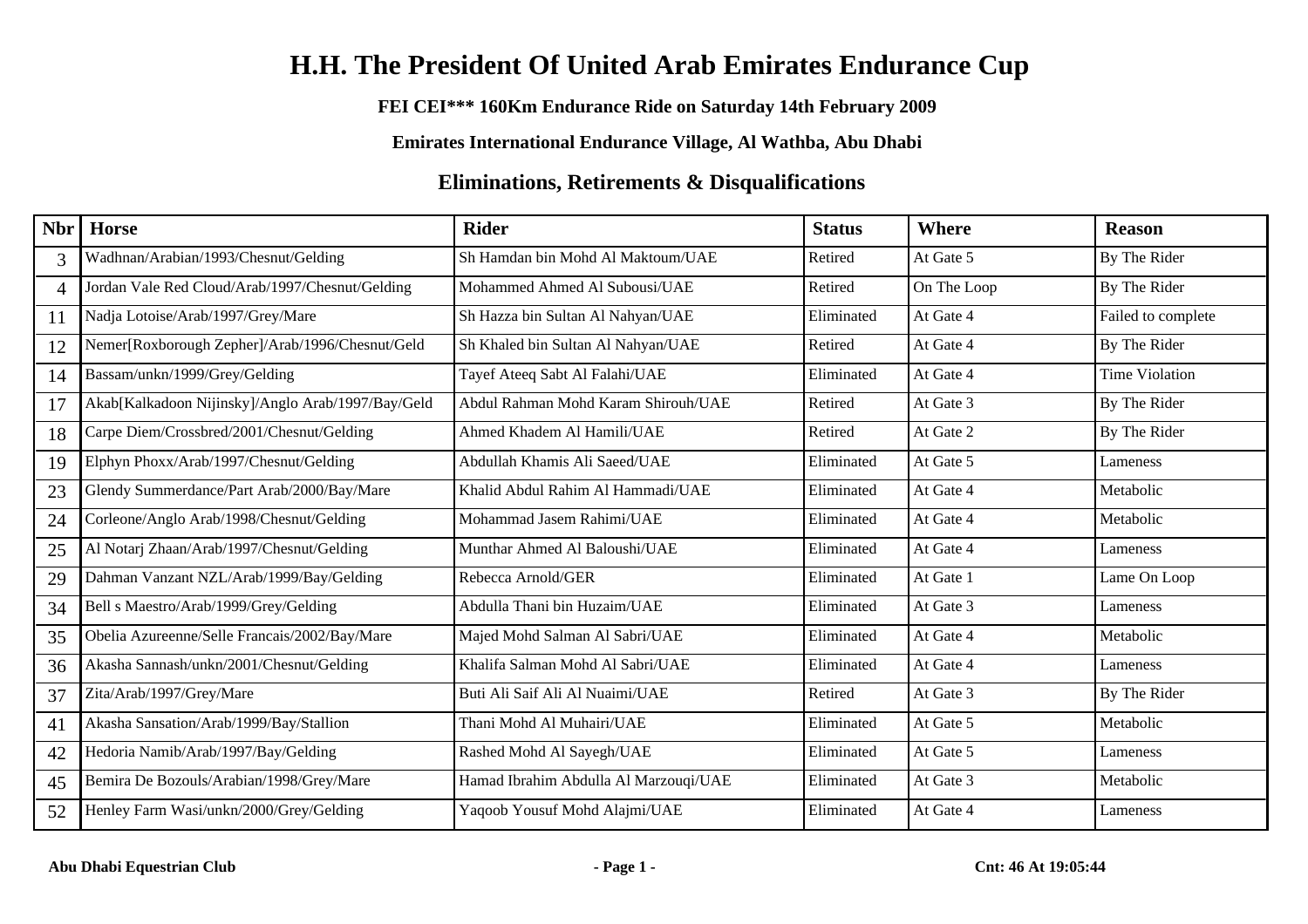# H.H. The President Of United Arab Emirates Endurance Cup

**FEI CEI*** 160Km Endurance Ride on Saturday 14th February 2009**

**Emirates International Endurance Village, Al Wathba, Abu Dhabi**

## Eliminations, Retirements & Disqualifications

| Nbr | Horse | Rider | Status | Where | Reason |
|---|---|---|---|---|---|
| 3 | Wadhnan/Arabian/1993/Chesnut/Gelding | Sh Hamdan bin Mohd Al Maktoum/UAE | Retired | At Gate 5 | By The Rider |
| 4 | Jordan Vale Red Cloud/Arab/1997/Chesnut/Gelding | Mohammed Ahmed Al Subousi/UAE | Retired | On The Loop | By The Rider |
| 11 | Nadja Lotoise/Arab/1997/Grey/Mare | Sh Hazza bin Sultan Al Nahyan/UAE | Eliminated | At Gate 4 | Failed to complete |
| 12 | Nemer[Roxborough Zepher]/Arab/1996/Chesnut/Geld | Sh Khaled bin Sultan Al Nahyan/UAE | Retired | At Gate 4 | By The Rider |
| 14 | Bassam/unkn/1999/Grey/Gelding | Tayef Ateeq Sabt Al Falahi/UAE | Eliminated | At Gate 4 | Time Violation |
| 17 | Akab[Kalkadoon Nijinsky]/Anglo Arab/1997/Bay/Geld | Abdul Rahman Mohd Karam Shirouh/UAE | Retired | At Gate 3 | By The Rider |
| 18 | Carpe Diem/Crossbred/2001/Chesnut/Gelding | Ahmed Khadem Al Hamili/UAE | Retired | At Gate 2 | By The Rider |
| 19 | Elphyn Phoxx/Arab/1997/Chesnut/Gelding | Abdullah Khamis Ali Saeed/UAE | Eliminated | At Gate 5 | Lameness |
| 23 | Glendy Summerdance/Part Arab/2000/Bay/Mare | Khalid Abdul Rahim Al Hammadi/UAE | Eliminated | At Gate 4 | Metabolic |
| 24 | Corleone/Anglo Arab/1998/Chesnut/Gelding | Mohammad Jasem Rahimi/UAE | Eliminated | At Gate 4 | Metabolic |
| 25 | Al Notarj Zhaan/Arab/1997/Chesnut/Gelding | Munthar Ahmed Al Baloushi/UAE | Eliminated | At Gate 4 | Lameness |
| 29 | Dahman Vanzant NZL/Arab/1999/Bay/Gelding | Rebecca Arnold/GER | Eliminated | At Gate 1 | Lame On Loop |
| 34 | Bell s Maestro/Arab/1999/Grey/Gelding | Abdulla Thani bin Huzaim/UAE | Eliminated | At Gate 3 | Lameness |
| 35 | Obelia Azureenne/Selle Francais/2002/Bay/Mare | Majed Mohd Salman Al Sabri/UAE | Eliminated | At Gate 4 | Metabolic |
| 36 | Akasha Sannash/unkn/2001/Chesnut/Gelding | Khalifa Salman Mohd Al Sabri/UAE | Eliminated | At Gate 4 | Lameness |
| 37 | Zita/Arab/1997/Grey/Mare | Buti Ali Saif Ali Al Nuaimi/UAE | Retired | At Gate 3 | By The Rider |
| 41 | Akasha Sansation/Arab/1999/Bay/Stallion | Thani Mohd Al Muhairi/UAE | Eliminated | At Gate 5 | Metabolic |
| 42 | Hedoria Namib/Arab/1997/Bay/Gelding | Rashed Mohd Al Sayegh/UAE | Eliminated | At Gate 5 | Lameness |
| 45 | Bemira De Bozouls/Arabian/1998/Grey/Mare | Hamad Ibrahim Abdulla Al Marzouqi/UAE | Eliminated | At Gate 3 | Metabolic |
| 52 | Henley Farm Wasi/unkn/2000/Grey/Gelding | Yaqoob Yousuf Mohd Alajmi/UAE | Eliminated | At Gate 4 | Lameness |

**Abu Dhabi Equestrian Club** **Cnt: 46 At 19:05:44**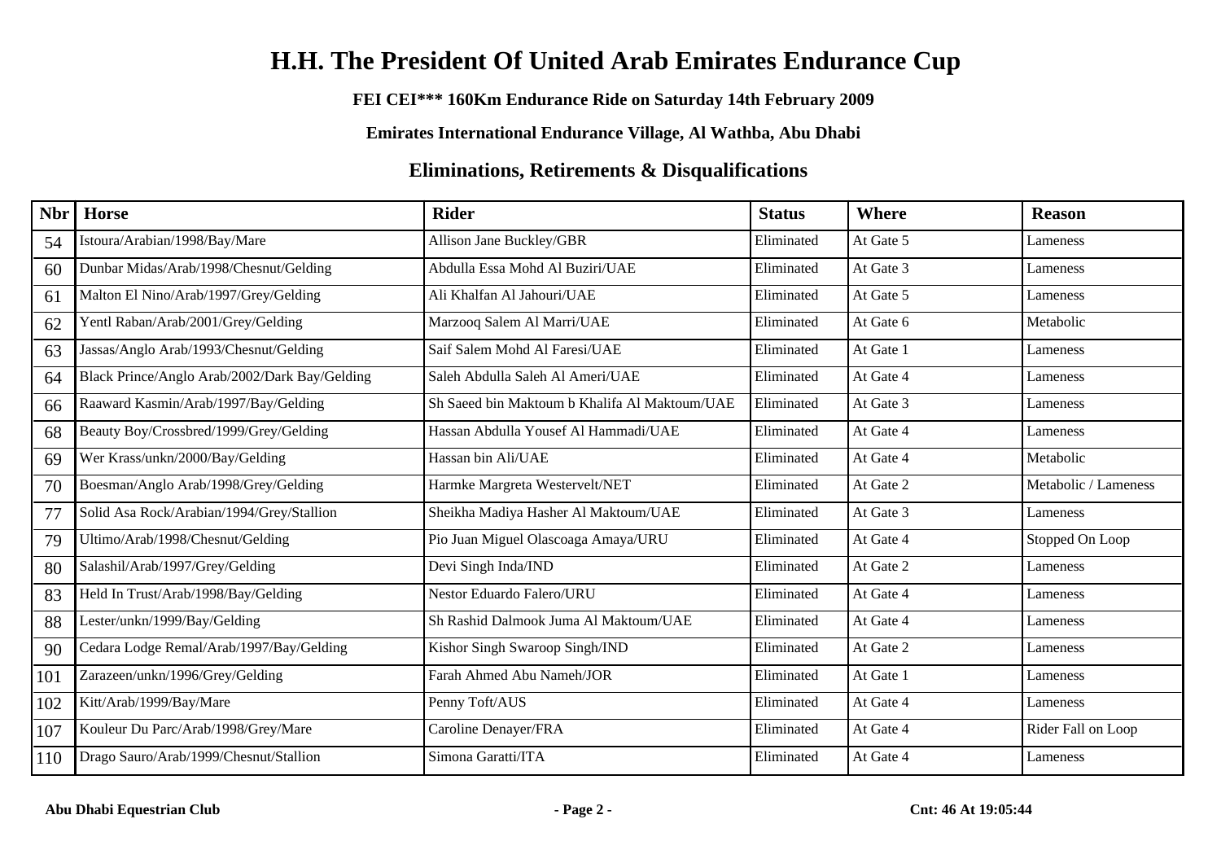# H.H. The President Of United Arab Emirates Endurance Cup

**FEI CEI*** 160Km Endurance Ride on Saturday 14th February 2009**

**Emirates International Endurance Village, Al Wathba, Abu Dhabi**

## Eliminations, Retirements & Disqualifications

| Nbr | Horse | Rider | Status | Where | Reason |
|---|---|---|---|---|---|
| 54 | Istoura/Arabian/1998/Bay/Mare | Allison Jane Buckley/GBR | Eliminated | At Gate 5 | Lameness |
| 60 | Dunbar Midas/Arab/1998/Chesnut/Gelding | Abdulla Essa Mohd Al Buziri/UAE | Eliminated | At Gate 3 | Lameness |
| 61 | Malton El Nino/Arab/1997/Grey/Gelding | Ali Khalfan Al Jahouri/UAE | Eliminated | At Gate 5 | Lameness |
| 62 | Yentl Raban/Arab/2001/Grey/Gelding | Marzooq Salem Al Marri/UAE | Eliminated | At Gate 6 | Metabolic |
| 63 | Jassas/Anglo Arab/1993/Chesnut/Gelding | Saif Salem Mohd Al Faresi/UAE | Eliminated | At Gate 1 | Lameness |
| 64 | Black Prince/Anglo Arab/2002/Dark Bay/Gelding | Saleh Abdulla Saleh Al Ameri/UAE | Eliminated | At Gate 4 | Lameness |
| 66 | Raaward Kasmin/Arab/1997/Bay/Gelding | Sh Saeed bin Maktoum b Khalifa Al Maktoum/UAE | Eliminated | At Gate 3 | Lameness |
| 68 | Beauty Boy/Crossbred/1999/Grey/Gelding | Hassan Abdulla Yousef Al Hammadi/UAE | Eliminated | At Gate 4 | Lameness |
| 69 | Wer Krass/unkn/2000/Bay/Gelding | Hassan bin Ali/UAE | Eliminated | At Gate 4 | Metabolic |
| 70 | Boesman/Anglo Arab/1998/Grey/Gelding | Harmke Margreta Westervelt/NET | Eliminated | At Gate 2 | Metabolic / Lameness |
| 77 | Solid Asa Rock/Arabian/1994/Grey/Stallion | Sheikha Madiya Hasher Al Maktoum/UAE | Eliminated | At Gate 3 | Lameness |
| 79 | Ultimo/Arab/1998/Chesnut/Gelding | Pio Juan Miguel Olascoaga Amaya/URU | Eliminated | At Gate 4 | Stopped On Loop |
| 80 | Salashil/Arab/1997/Grey/Gelding | Devi Singh Inda/IND | Eliminated | At Gate 2 | Lameness |
| 83 | Held In Trust/Arab/1998/Bay/Gelding | Nestor Eduardo Falero/URU | Eliminated | At Gate 4 | Lameness |
| 88 | Lester/unkn/1999/Bay/Gelding | Sh Rashid Dalmook Juma Al Maktoum/UAE | Eliminated | At Gate 4 | Lameness |
| 90 | Cedara Lodge Remal/Arab/1997/Bay/Gelding | Kishor Singh Swaroop Singh/IND | Eliminated | At Gate 2 | Lameness |
| 101 | Zarazeen/unkn/1996/Grey/Gelding | Farah Ahmed Abu Nameh/JOR | Eliminated | At Gate 1 | Lameness |
| 102 | Kitt/Arab/1999/Bay/Mare | Penny Toft/AUS | Eliminated | At Gate 4 | Lameness |
| 107 | Kouleur Du Parc/Arab/1998/Grey/Mare | Caroline Denayer/FRA | Eliminated | At Gate 4 | Rider Fall on Loop |
| 110 | Drago Sauro/Arab/1999/Chesnut/Stallion | Simona Garatti/ITA | Eliminated | At Gate 4 | Lameness |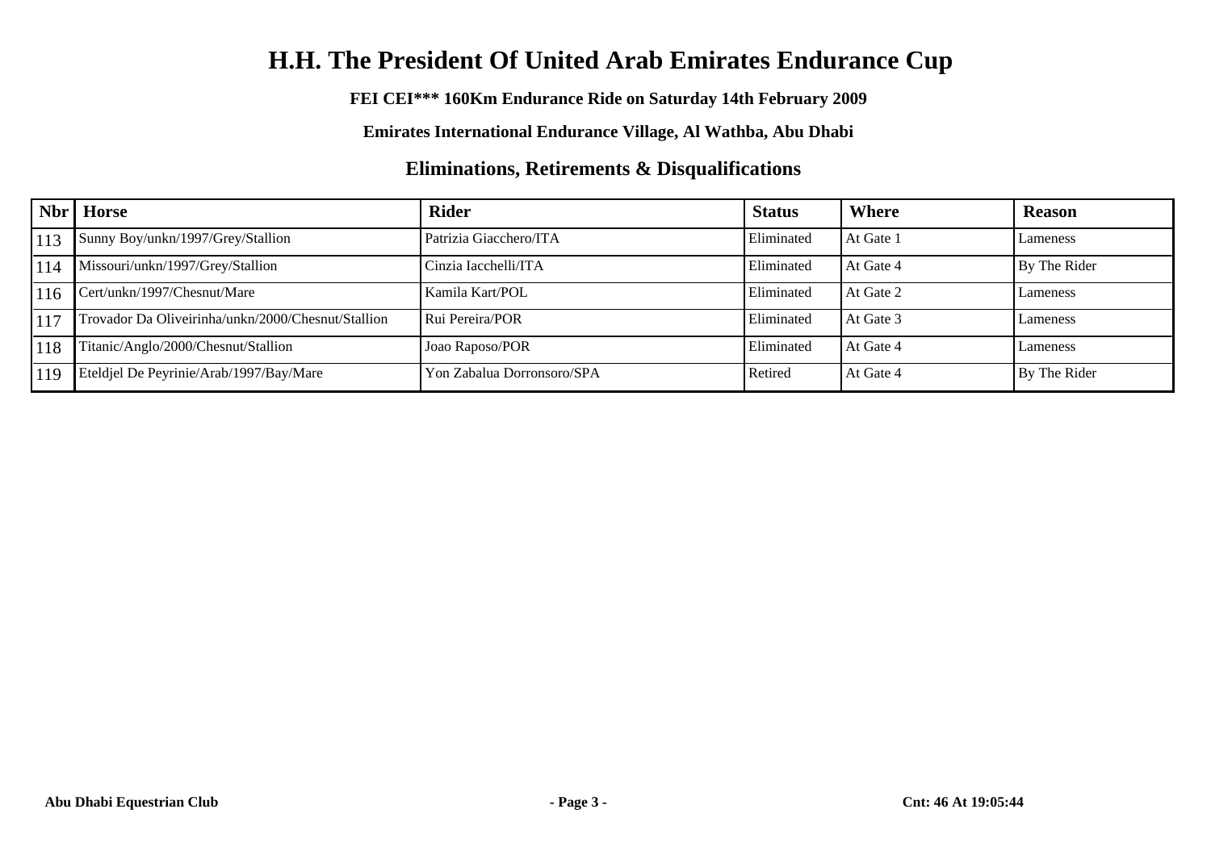# H.H. The President Of United Arab Emirates Endurance Cup

**FEI CEI*** 160Km Endurance Ride on Saturday 14th February 2009**

**Emirates International Endurance Village, Al Wathba, Abu Dhabi**

## Eliminations, Retirements & Disqualifications

| Nbr | Horse | Rider | Status | Where | Reason |
|---|---|---|---|---|---|
| 113 | Sunny Boy/unkn/1997/Grey/Stallion | Patrizia Giacchero/ITA | Eliminated | At Gate 1 | Lameness |
| 114 | Missouri/unkn/1997/Grey/Stallion | Cinzia Iacchelli/ITA | Eliminated | At Gate 4 | By The Rider |
| 116 | Cert/unkn/1997/Chesnut/Mare | Kamila Kart/POL | Eliminated | At Gate 2 | Lameness |
| 117 | Trovador Da Oliveirinha/unkn/2000/Chesnut/Stallion | Rui Pereira/POR | Eliminated | At Gate 3 | Lameness |
| 118 | Titanic/Anglo/2000/Chesnut/Stallion | Joao Raposo/POR | Eliminated | At Gate 4 | Lameness |
| 119 | Eteldjel De Peyrinie/Arab/1997/Bay/Mare | Yon Zabalua Dorronsoro/SPA | Retired | At Gate 4 | By The Rider |

**Abu Dhabi Equestrian Club** **Cnt: 46 At 19:05:44**